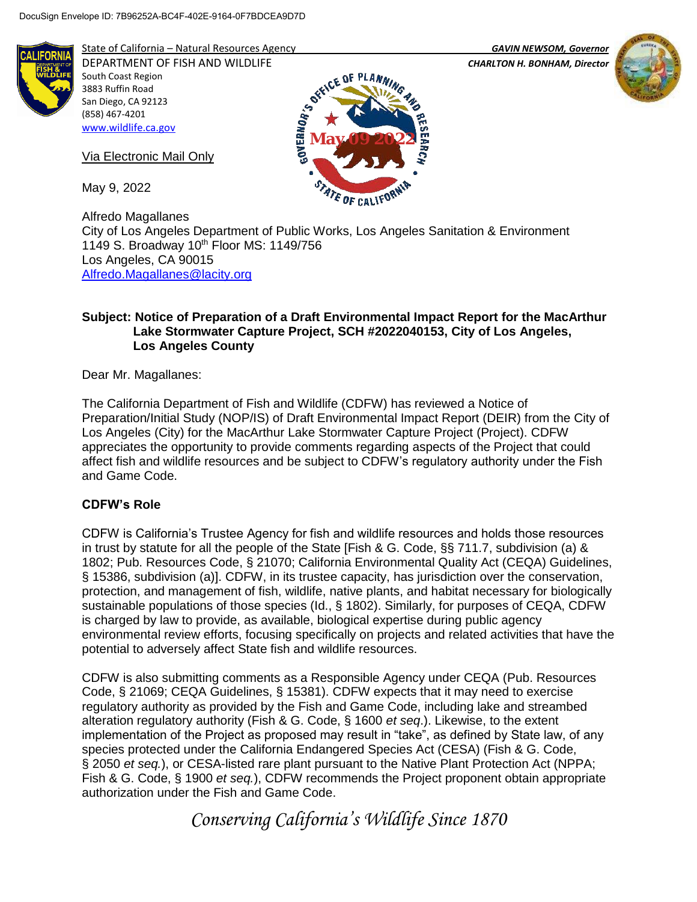DocuSign Envelope ID: 7B96252A-BC4F-402E-9164-0F7BDCEA9D7D

State of California – Natural Resources Agency
DEPARTMENT OF FISH AND WILDLIFE
South Coast Region
3883 Ruffin Road
San Diego, CA 92123
(858) 467-4201
www.wildlife.ca.gov

*GAVIN NEWSOM, Governor*
*CHARLTON H. BONHAM, Director*

Via Electronic Mail Only

May 9, 2022

Alfredo Magallanes
City of Los Angeles Department of Public Works, Los Angeles Sanitation & Environment
1149 S. Broadway 10th Floor MS: 1149/756
Los Angeles, CA 90015
Alfredo.Magallanes@lacity.org

**Subject: Notice of Preparation of a Draft Environmental Impact Report for the MacArthur Lake Stormwater Capture Project, SCH #2022040153, City of Los Angeles, Los Angeles County**

Dear Mr. Magallanes:

The California Department of Fish and Wildlife (CDFW) has reviewed a Notice of Preparation/Initial Study (NOP/IS) of Draft Environmental Impact Report (DEIR) from the City of Los Angeles (City) for the MacArthur Lake Stormwater Capture Project (Project). CDFW appreciates the opportunity to provide comments regarding aspects of the Project that could affect fish and wildlife resources and be subject to CDFW's regulatory authority under the Fish and Game Code.

## CDFW's Role

CDFW is California's Trustee Agency for fish and wildlife resources and holds those resources in trust by statute for all the people of the State [Fish & G. Code, §§ 711.7, subdivision (a) & 1802; Pub. Resources Code, § 21070; California Environmental Quality Act (CEQA) Guidelines, § 15386, subdivision (a)]. CDFW, in its trustee capacity, has jurisdiction over the conservation, protection, and management of fish, wildlife, native plants, and habitat necessary for biologically sustainable populations of those species (Id., § 1802). Similarly, for purposes of CEQA, CDFW is charged by law to provide, as available, biological expertise during public agency environmental review efforts, focusing specifically on projects and related activities that have the potential to adversely affect State fish and wildlife resources.

CDFW is also submitting comments as a Responsible Agency under CEQA (Pub. Resources Code, § 21069; CEQA Guidelines, § 15381). CDFW expects that it may need to exercise regulatory authority as provided by the Fish and Game Code, including lake and streambed alteration regulatory authority (Fish & G. Code, § 1600 *et seq.*). Likewise, to the extent implementation of the Project as proposed may result in "take", as defined by State law, of any species protected under the California Endangered Species Act (CESA) (Fish & G. Code, § 2050 *et seq.*), or CESA-listed rare plant pursuant to the Native Plant Protection Act (NPPA; Fish & G. Code, § 1900 *et seq.*), CDFW recommends the Project proponent obtain appropriate authorization under the Fish and Game Code.

*Conserving California's Wildlife Since 1870*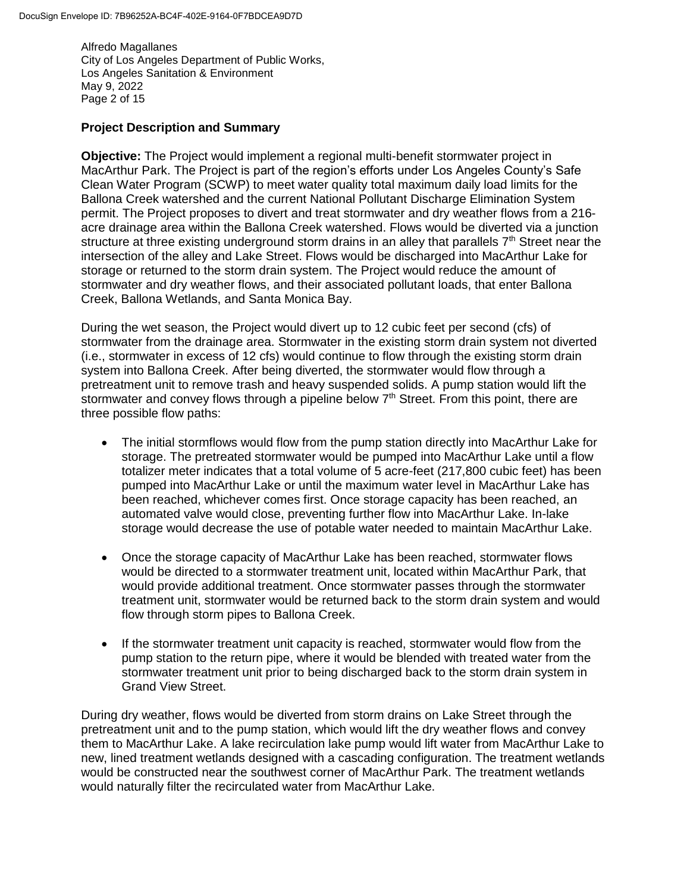## Project Description and Summary

**Objective:** The Project would implement a regional multi-benefit stormwater project in MacArthur Park. The Project is part of the region's efforts under Los Angeles County's Safe Clean Water Program (SCWP) to meet water quality total maximum daily load limits for the Ballona Creek watershed and the current National Pollutant Discharge Elimination System permit. The Project proposes to divert and treat stormwater and dry weather flows from a 216-acre drainage area within the Ballona Creek watershed. Flows would be diverted via a junction structure at three existing underground storm drains in an alley that parallels 7th Street near the intersection of the alley and Lake Street. Flows would be discharged into MacArthur Lake for storage or returned to the storm drain system. The Project would reduce the amount of stormwater and dry weather flows, and their associated pollutant loads, that enter Ballona Creek, Ballona Wetlands, and Santa Monica Bay.

During the wet season, the Project would divert up to 12 cubic feet per second (cfs) of stormwater from the drainage area. Stormwater in the existing storm drain system not diverted (i.e., stormwater in excess of 12 cfs) would continue to flow through the existing storm drain system into Ballona Creek. After being diverted, the stormwater would flow through a pretreatment unit to remove trash and heavy suspended solids. A pump station would lift the stormwater and convey flows through a pipeline below 7th Street. From this point, there are three possible flow paths:

- The initial stormflows would flow from the pump station directly into MacArthur Lake for storage. The pretreated stormwater would be pumped into MacArthur Lake until a flow totalizer meter indicates that a total volume of 5 acre-feet (217,800 cubic feet) has been pumped into MacArthur Lake or until the maximum water level in MacArthur Lake has been reached, whichever comes first. Once storage capacity has been reached, an automated valve would close, preventing further flow into MacArthur Lake. In-lake storage would decrease the use of potable water needed to maintain MacArthur Lake.
- Once the storage capacity of MacArthur Lake has been reached, stormwater flows would be directed to a stormwater treatment unit, located within MacArthur Park, that would provide additional treatment. Once stormwater passes through the stormwater treatment unit, stormwater would be returned back to the storm drain system and would flow through storm pipes to Ballona Creek.
- If the stormwater treatment unit capacity is reached, stormwater would flow from the pump station to the return pipe, where it would be blended with treated water from the stormwater treatment unit prior to being discharged back to the storm drain system in Grand View Street.

During dry weather, flows would be diverted from storm drains on Lake Street through the pretreatment unit and to the pump station, which would lift the dry weather flows and convey them to MacArthur Lake. A lake recirculation lake pump would lift water from MacArthur Lake to new, lined treatment wetlands designed with a cascading configuration. The treatment wetlands would be constructed near the southwest corner of MacArthur Park. The treatment wetlands would naturally filter the recirculated water from MacArthur Lake.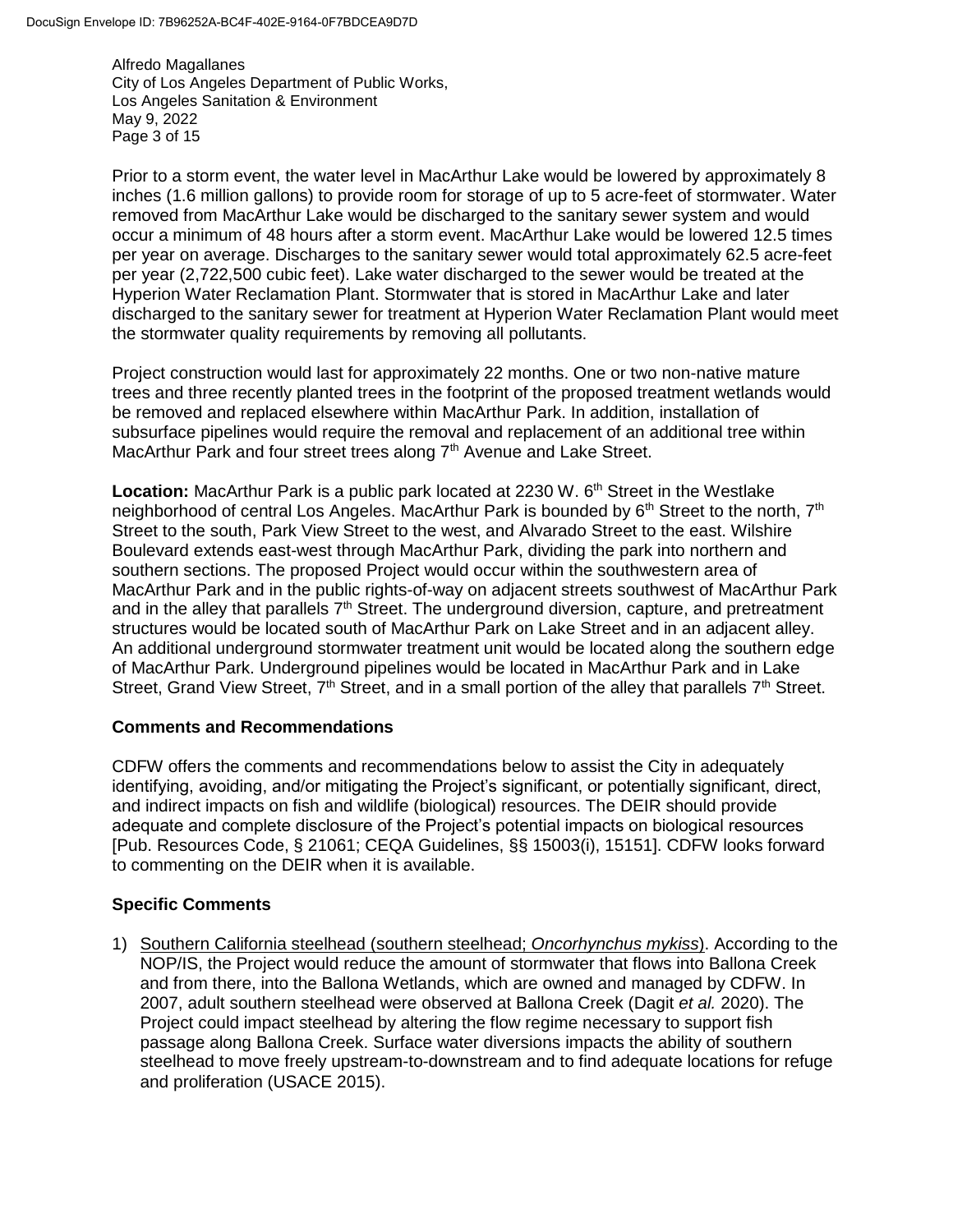Prior to a storm event, the water level in MacArthur Lake would be lowered by approximately 8 inches (1.6 million gallons) to provide room for storage of up to 5 acre-feet of stormwater. Water removed from MacArthur Lake would be discharged to the sanitary sewer system and would occur a minimum of 48 hours after a storm event. MacArthur Lake would be lowered 12.5 times per year on average. Discharges to the sanitary sewer would total approximately 62.5 acre-feet per year (2,722,500 cubic feet). Lake water discharged to the sewer would be treated at the Hyperion Water Reclamation Plant. Stormwater that is stored in MacArthur Lake and later discharged to the sanitary sewer for treatment at Hyperion Water Reclamation Plant would meet the stormwater quality requirements by removing all pollutants.

Project construction would last for approximately 22 months. One or two non-native mature trees and three recently planted trees in the footprint of the proposed treatment wetlands would be removed and replaced elsewhere within MacArthur Park. In addition, installation of subsurface pipelines would require the removal and replacement of an additional tree within MacArthur Park and four street trees along 7th Avenue and Lake Street.

**Location:** MacArthur Park is a public park located at 2230 W. 6th Street in the Westlake neighborhood of central Los Angeles. MacArthur Park is bounded by 6th Street to the north, 7th Street to the south, Park View Street to the west, and Alvarado Street to the east. Wilshire Boulevard extends east-west through MacArthur Park, dividing the park into northern and southern sections. The proposed Project would occur within the southwestern area of MacArthur Park and in the public rights-of-way on adjacent streets southwest of MacArthur Park and in the alley that parallels 7th Street. The underground diversion, capture, and pretreatment structures would be located south of MacArthur Park on Lake Street and in an adjacent alley. An additional underground stormwater treatment unit would be located along the southern edge of MacArthur Park. Underground pipelines would be located in MacArthur Park and in Lake Street, Grand View Street, 7th Street, and in a small portion of the alley that parallels 7th Street.

## Comments and Recommendations

CDFW offers the comments and recommendations below to assist the City in adequately identifying, avoiding, and/or mitigating the Project's significant, or potentially significant, direct, and indirect impacts on fish and wildlife (biological) resources. The DEIR should provide adequate and complete disclosure of the Project's potential impacts on biological resources [Pub. Resources Code, § 21061; CEQA Guidelines, §§ 15003(i), 15151]. CDFW looks forward to commenting on the DEIR when it is available.

## Specific Comments

1) Southern California steelhead (southern steelhead; *Oncorhynchus mykiss*). According to the NOP/IS, the Project would reduce the amount of stormwater that flows into Ballona Creek and from there, into the Ballona Wetlands, which are owned and managed by CDFW. In 2007, adult southern steelhead were observed at Ballona Creek (Dagit *et al.* 2020). The Project could impact steelhead by altering the flow regime necessary to support fish passage along Ballona Creek. Surface water diversions impacts the ability of southern steelhead to move freely upstream-to-downstream and to find adequate locations for refuge and proliferation (USACE 2015).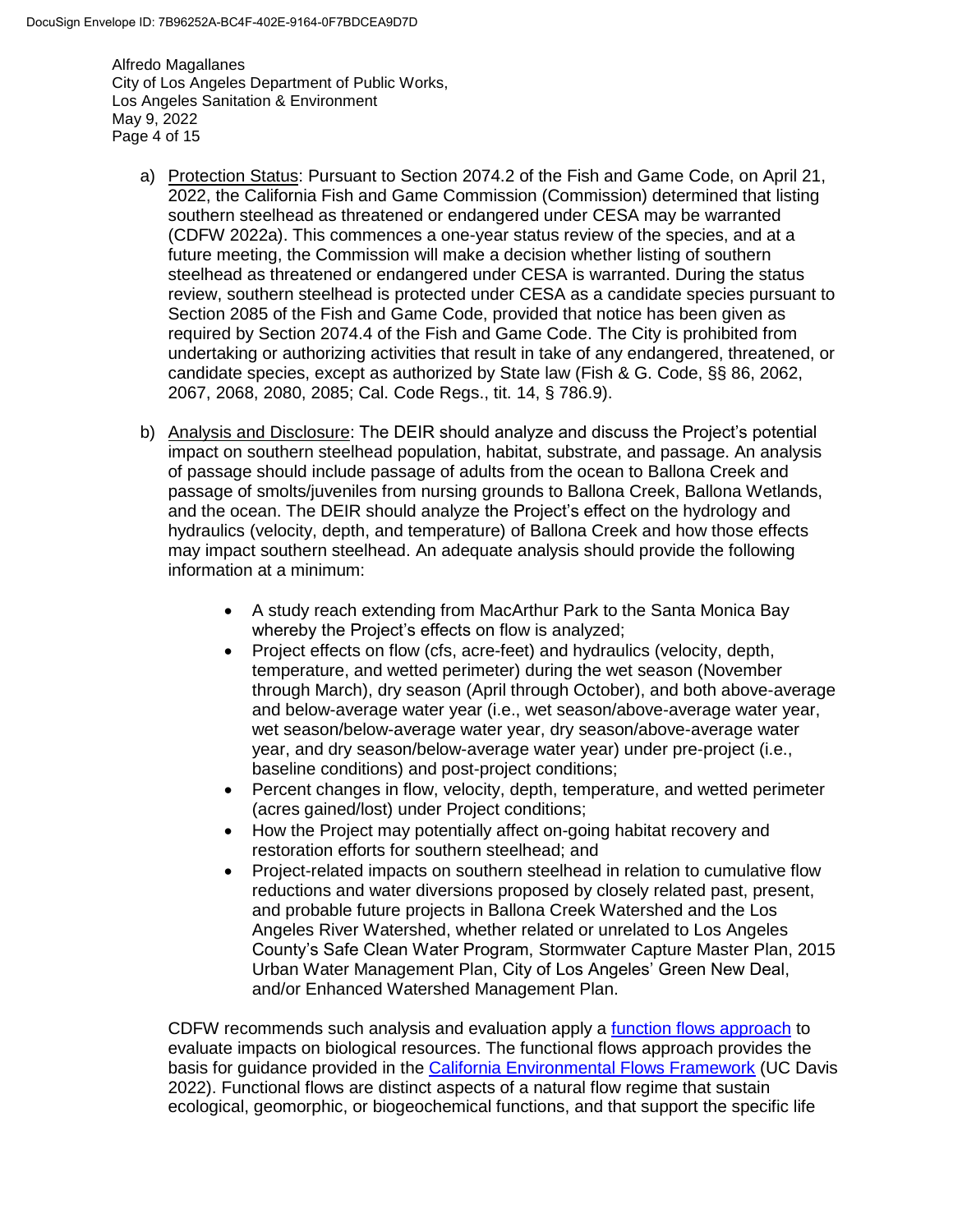a) Protection Status: Pursuant to Section 2074.2 of the Fish and Game Code, on April 21, 2022, the California Fish and Game Commission (Commission) determined that listing southern steelhead as threatened or endangered under CESA may be warranted (CDFW 2022a). This commences a one-year status review of the species, and at a future meeting, the Commission will make a decision whether listing of southern steelhead as threatened or endangered under CESA is warranted. During the status review, southern steelhead is protected under CESA as a candidate species pursuant to Section 2085 of the Fish and Game Code, provided that notice has been given as required by Section 2074.4 of the Fish and Game Code. The City is prohibited from undertaking or authorizing activities that result in take of any endangered, threatened, or candidate species, except as authorized by State law (Fish & G. Code, §§ 86, 2062, 2067, 2068, 2080, 2085; Cal. Code Regs., tit. 14, § 786.9).

b) Analysis and Disclosure: The DEIR should analyze and discuss the Project's potential impact on southern steelhead population, habitat, substrate, and passage. An analysis of passage should include passage of adults from the ocean to Ballona Creek and passage of smolts/juveniles from nursing grounds to Ballona Creek, Ballona Wetlands, and the ocean. The DEIR should analyze the Project's effect on the hydrology and hydraulics (velocity, depth, and temperature) of Ballona Creek and how those effects may impact southern steelhead. An adequate analysis should provide the following information at a minimum:

   - A study reach extending from MacArthur Park to the Santa Monica Bay whereby the Project's effects on flow is analyzed;
   - Project effects on flow (cfs, acre-feet) and hydraulics (velocity, depth, temperature, and wetted perimeter) during the wet season (November through March), dry season (April through October), and both above-average and below-average water year (i.e., wet season/above-average water year, wet season/below-average water year, dry season/above-average water year, and dry season/below-average water year) under pre-project (i.e., baseline conditions) and post-project conditions;
   - Percent changes in flow, velocity, depth, temperature, and wetted perimeter (acres gained/lost) under Project conditions;
   - How the Project may potentially affect on-going habitat recovery and restoration efforts for southern steelhead; and
   - Project-related impacts on southern steelhead in relation to cumulative flow reductions and water diversions proposed by closely related past, present, and probable future projects in Ballona Creek Watershed and the Los Angeles River Watershed, whether related or unrelated to Los Angeles County's Safe Clean Water Program, Stormwater Capture Master Plan, 2015 Urban Water Management Plan, City of Los Angeles' Green New Deal, and/or Enhanced Watershed Management Plan.

   CDFW recommends such analysis and evaluation apply a function flows approach to evaluate impacts on biological resources. The functional flows approach provides the basis for guidance provided in the California Environmental Flows Framework (UC Davis 2022). Functional flows are distinct aspects of a natural flow regime that sustain ecological, geomorphic, or biogeochemical functions, and that support the specific life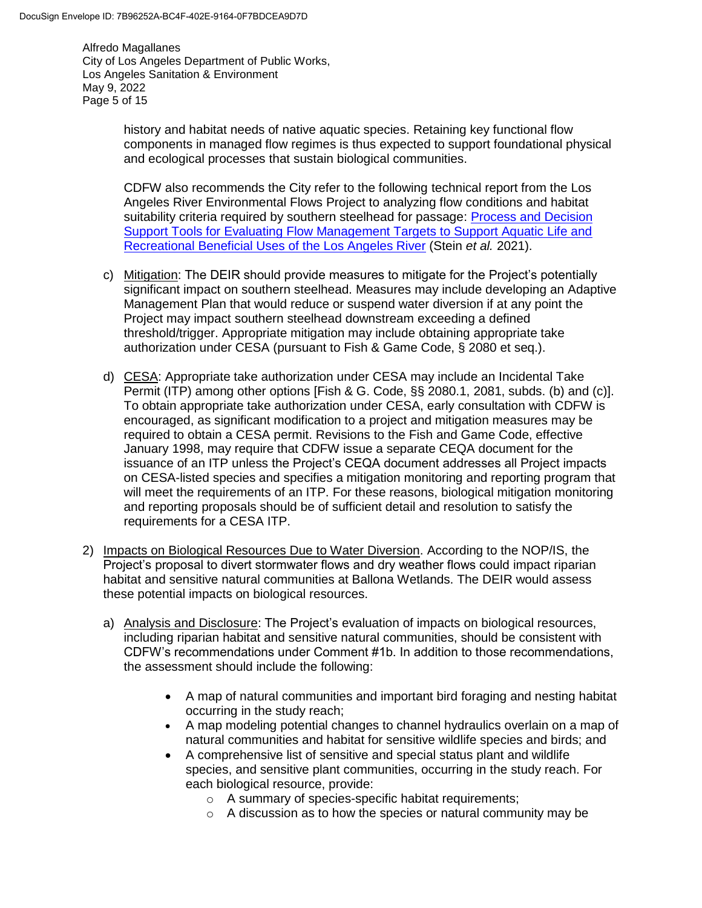history and habitat needs of native aquatic species. Retaining key functional flow components in managed flow regimes is thus expected to support foundational physical and ecological processes that sustain biological communities.

CDFW also recommends the City refer to the following technical report from the Los Angeles River Environmental Flows Project to analyzing flow conditions and habitat suitability criteria required by southern steelhead for passage: Process and Decision Support Tools for Evaluating Flow Management Targets to Support Aquatic Life and Recreational Beneficial Uses of the Los Angeles River (Stein *et al.* 2021).

c) Mitigation: The DEIR should provide measures to mitigate for the Project's potentially significant impact on southern steelhead. Measures may include developing an Adaptive Management Plan that would reduce or suspend water diversion if at any point the Project may impact southern steelhead downstream exceeding a defined threshold/trigger. Appropriate mitigation may include obtaining appropriate take authorization under CESA (pursuant to Fish & Game Code, § 2080 et seq.).

d) CESA: Appropriate take authorization under CESA may include an Incidental Take Permit (ITP) among other options [Fish & G. Code, §§ 2080.1, 2081, subds. (b) and (c)]. To obtain appropriate take authorization under CESA, early consultation with CDFW is encouraged, as significant modification to a project and mitigation measures may be required to obtain a CESA permit. Revisions to the Fish and Game Code, effective January 1998, may require that CDFW issue a separate CEQA document for the issuance of an ITP unless the Project's CEQA document addresses all Project impacts on CESA-listed species and specifies a mitigation monitoring and reporting program that will meet the requirements of an ITP. For these reasons, biological mitigation monitoring and reporting proposals should be of sufficient detail and resolution to satisfy the requirements for a CESA ITP.

2) Impacts on Biological Resources Due to Water Diversion. According to the NOP/IS, the Project's proposal to divert stormwater flows and dry weather flows could impact riparian habitat and sensitive natural communities at Ballona Wetlands. The DEIR would assess these potential impacts on biological resources.

   a) Analysis and Disclosure: The Project's evaluation of impacts on biological resources, including riparian habitat and sensitive natural communities, should be consistent with CDFW's recommendations under Comment #1b. In addition to those recommendations, the assessment should include the following:

      - A map of natural communities and important bird foraging and nesting habitat occurring in the study reach;
      - A map modeling potential changes to channel hydraulics overlain on a map of natural communities and habitat for sensitive wildlife species and birds; and
      - A comprehensive list of sensitive and special status plant and wildlife species, and sensitive plant communities, occurring in the study reach. For each biological resource, provide:
        - A summary of species-specific habitat requirements;
        - A discussion as to how the species or natural community may be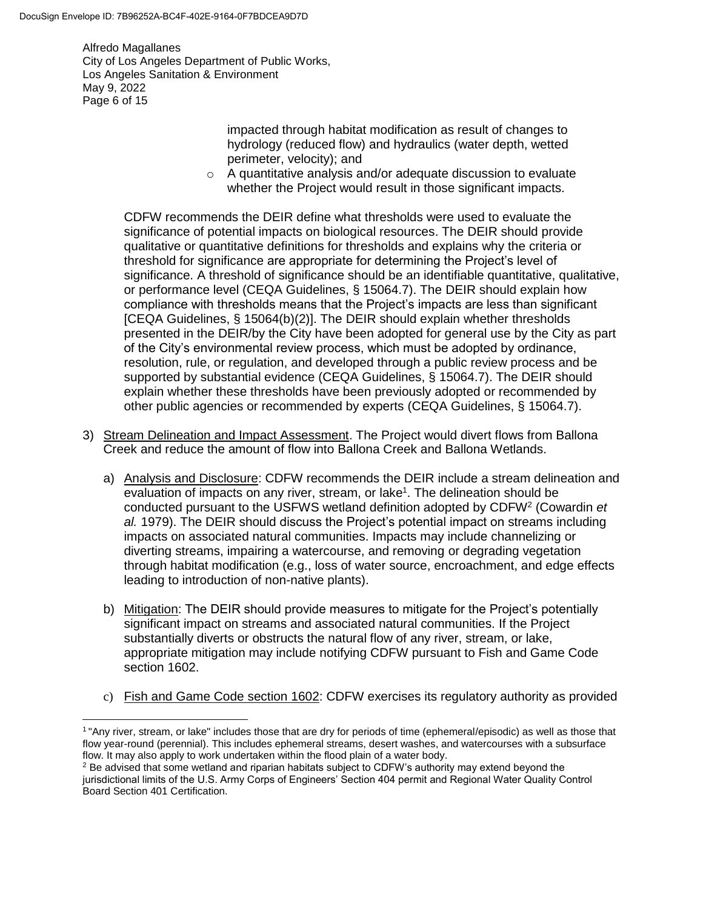impacted through habitat modification as result of changes to hydrology (reduced flow) and hydraulics (water depth, wetted perimeter, velocity); and

- A quantitative analysis and/or adequate discussion to evaluate whether the Project would result in those significant impacts.

CDFW recommends the DEIR define what thresholds were used to evaluate the significance of potential impacts on biological resources. The DEIR should provide qualitative or quantitative definitions for thresholds and explains why the criteria or threshold for significance are appropriate for determining the Project's level of significance. A threshold of significance should be an identifiable quantitative, qualitative, or performance level (CEQA Guidelines, § 15064.7). The DEIR should explain how compliance with thresholds means that the Project's impacts are less than significant [CEQA Guidelines, § 15064(b)(2)]. The DEIR should explain whether thresholds presented in the DEIR/by the City have been adopted for general use by the City as part of the City's environmental review process, which must be adopted by ordinance, resolution, rule, or regulation, and developed through a public review process and be supported by substantial evidence (CEQA Guidelines, § 15064.7). The DEIR should explain whether these thresholds have been previously adopted or recommended by other public agencies or recommended by experts (CEQA Guidelines, § 15064.7).

3) Stream Delineation and Impact Assessment. The Project would divert flows from Ballona Creek and reduce the amount of flow into Ballona Creek and Ballona Wetlands.

   a) Analysis and Disclosure: CDFW recommends the DEIR include a stream delineation and evaluation of impacts on any river, stream, or lake[1]. The delineation should be conducted pursuant to the USFWS wetland definition adopted by CDFW[2] (Cowardin *et al.* 1979). The DEIR should discuss the Project's potential impact on streams including impacts on associated natural communities. Impacts may include channelizing or diverting streams, impairing a watercourse, and removing or degrading vegetation through habitat modification (e.g., loss of water source, encroachment, and edge effects leading to introduction of non-native plants).

   b) Mitigation: The DEIR should provide measures to mitigate for the Project's potentially significant impact on streams and associated natural communities. If the Project substantially diverts or obstructs the natural flow of any river, stream, or lake, appropriate mitigation may include notifying CDFW pursuant to Fish and Game Code section 1602.

   c) Fish and Game Code section 1602: CDFW exercises its regulatory authority as provided

---

[1] "Any river, stream, or lake" includes those that are dry for periods of time (ephemeral/episodic) as well as those that flow year-round (perennial). This includes ephemeral streams, desert washes, and watercourses with a subsurface flow. It may also apply to work undertaken within the flood plain of a water body.

[2] Be advised that some wetland and riparian habitats subject to CDFW's authority may extend beyond the jurisdictional limits of the U.S. Army Corps of Engineers' Section 404 permit and Regional Water Quality Control Board Section 401 Certification.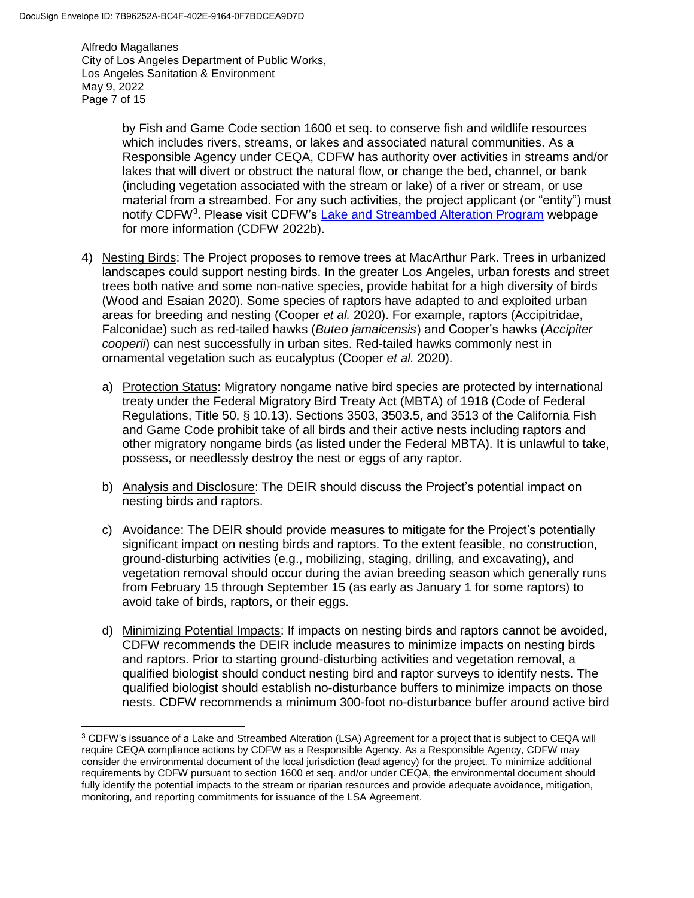by Fish and Game Code section 1600 et seq. to conserve fish and wildlife resources which includes rivers, streams, or lakes and associated natural communities. As a Responsible Agency under CEQA, CDFW has authority over activities in streams and/or lakes that will divert or obstruct the natural flow, or change the bed, channel, or bank (including vegetation associated with the stream or lake) of a river or stream, or use material from a streambed. For any such activities, the project applicant (or "entity") must notify CDFW[3]. Please visit CDFW's Lake and Streambed Alteration Program webpage for more information (CDFW 2022b).

4) Nesting Birds: The Project proposes to remove trees at MacArthur Park. Trees in urbanized landscapes could support nesting birds. In the greater Los Angeles, urban forests and street trees both native and some non-native species, provide habitat for a high diversity of birds (Wood and Esaian 2020). Some species of raptors have adapted to and exploited urban areas for breeding and nesting (Cooper *et al.* 2020). For example, raptors (Accipitridae, Falconidae) such as red-tailed hawks (*Buteo jamaicensis*) and Cooper's hawks (*Accipiter cooperii*) can nest successfully in urban sites. Red-tailed hawks commonly nest in ornamental vegetation such as eucalyptus (Cooper *et al.* 2020).

   a) Protection Status: Migratory nongame native bird species are protected by international treaty under the Federal Migratory Bird Treaty Act (MBTA) of 1918 (Code of Federal Regulations, Title 50, § 10.13). Sections 3503, 3503.5, and 3513 of the California Fish and Game Code prohibit take of all birds and their active nests including raptors and other migratory nongame birds (as listed under the Federal MBTA). It is unlawful to take, possess, or needlessly destroy the nest or eggs of any raptor.

   b) Analysis and Disclosure: The DEIR should discuss the Project's potential impact on nesting birds and raptors.

   c) Avoidance: The DEIR should provide measures to mitigate for the Project's potentially significant impact on nesting birds and raptors. To the extent feasible, no construction, ground-disturbing activities (e.g., mobilizing, staging, drilling, and excavating), and vegetation removal should occur during the avian breeding season which generally runs from February 15 through September 15 (as early as January 1 for some raptors) to avoid take of birds, raptors, or their eggs.

   d) Minimizing Potential Impacts: If impacts on nesting birds and raptors cannot be avoided, CDFW recommends the DEIR include measures to minimize impacts on nesting birds and raptors. Prior to starting ground-disturbing activities and vegetation removal, a qualified biologist should conduct nesting bird and raptor surveys to identify nests. The qualified biologist should establish no-disturbance buffers to minimize impacts on those nests. CDFW recommends a minimum 300-foot no-disturbance buffer around active bird

---

[3] CDFW's issuance of a Lake and Streambed Alteration (LSA) Agreement for a project that is subject to CEQA will require CEQA compliance actions by CDFW as a Responsible Agency. As a Responsible Agency, CDFW may consider the environmental document of the local jurisdiction (lead agency) for the project. To minimize additional requirements by CDFW pursuant to section 1600 et seq. and/or under CEQA, the environmental document should fully identify the potential impacts to the stream or riparian resources and provide adequate avoidance, mitigation, monitoring, and reporting commitments for issuance of the LSA Agreement.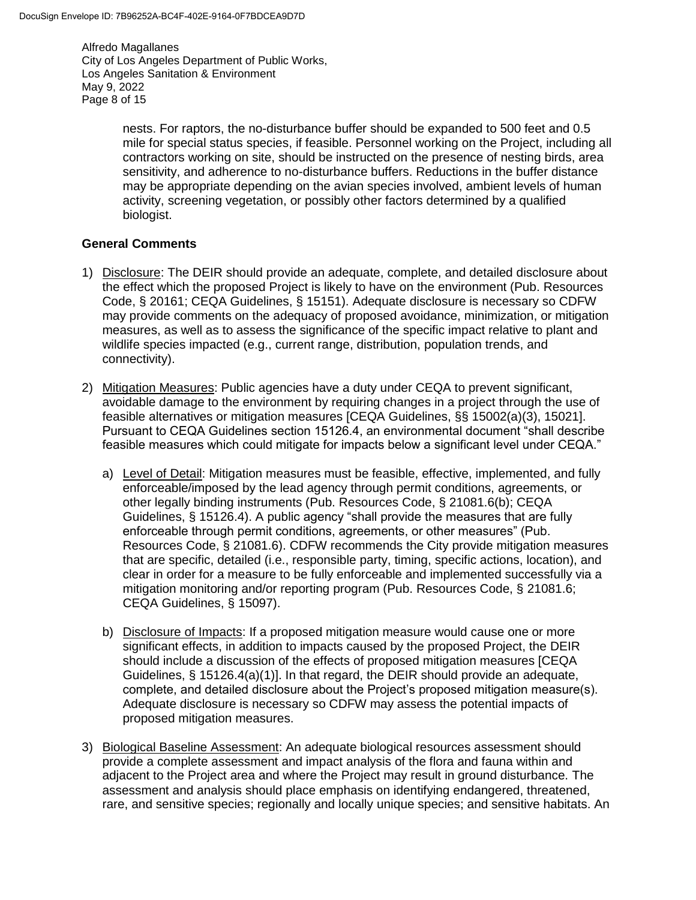nests. For raptors, the no-disturbance buffer should be expanded to 500 feet and 0.5 mile for special status species, if feasible. Personnel working on the Project, including all contractors working on site, should be instructed on the presence of nesting birds, area sensitivity, and adherence to no-disturbance buffers. Reductions in the buffer distance may be appropriate depending on the avian species involved, ambient levels of human activity, screening vegetation, or possibly other factors determined by a qualified biologist.

**General Comments**

1) Disclosure: The DEIR should provide an adequate, complete, and detailed disclosure about the effect which the proposed Project is likely to have on the environment (Pub. Resources Code, § 20161; CEQA Guidelines, § 15151). Adequate disclosure is necessary so CDFW may provide comments on the adequacy of proposed avoidance, minimization, or mitigation measures, as well as to assess the significance of the specific impact relative to plant and wildlife species impacted (e.g., current range, distribution, population trends, and connectivity).

2) Mitigation Measures: Public agencies have a duty under CEQA to prevent significant, avoidable damage to the environment by requiring changes in a project through the use of feasible alternatives or mitigation measures [CEQA Guidelines, §§ 15002(a)(3), 15021]. Pursuant to CEQA Guidelines section 15126.4, an environmental document "shall describe feasible measures which could mitigate for impacts below a significant level under CEQA."

   a) Level of Detail: Mitigation measures must be feasible, effective, implemented, and fully enforceable/imposed by the lead agency through permit conditions, agreements, or other legally binding instruments (Pub. Resources Code, § 21081.6(b); CEQA Guidelines, § 15126.4). A public agency "shall provide the measures that are fully enforceable through permit conditions, agreements, or other measures" (Pub. Resources Code, § 21081.6). CDFW recommends the City provide mitigation measures that are specific, detailed (i.e., responsible party, timing, specific actions, location), and clear in order for a measure to be fully enforceable and implemented successfully via a mitigation monitoring and/or reporting program (Pub. Resources Code, § 21081.6; CEQA Guidelines, § 15097).

   b) Disclosure of Impacts: If a proposed mitigation measure would cause one or more significant effects, in addition to impacts caused by the proposed Project, the DEIR should include a discussion of the effects of proposed mitigation measures [CEQA Guidelines, § 15126.4(a)(1)]. In that regard, the DEIR should provide an adequate, complete, and detailed disclosure about the Project's proposed mitigation measure(s). Adequate disclosure is necessary so CDFW may assess the potential impacts of proposed mitigation measures.

3) Biological Baseline Assessment: An adequate biological resources assessment should provide a complete assessment and impact analysis of the flora and fauna within and adjacent to the Project area and where the Project may result in ground disturbance. The assessment and analysis should place emphasis on identifying endangered, threatened, rare, and sensitive species; regionally and locally unique species; and sensitive habitats. An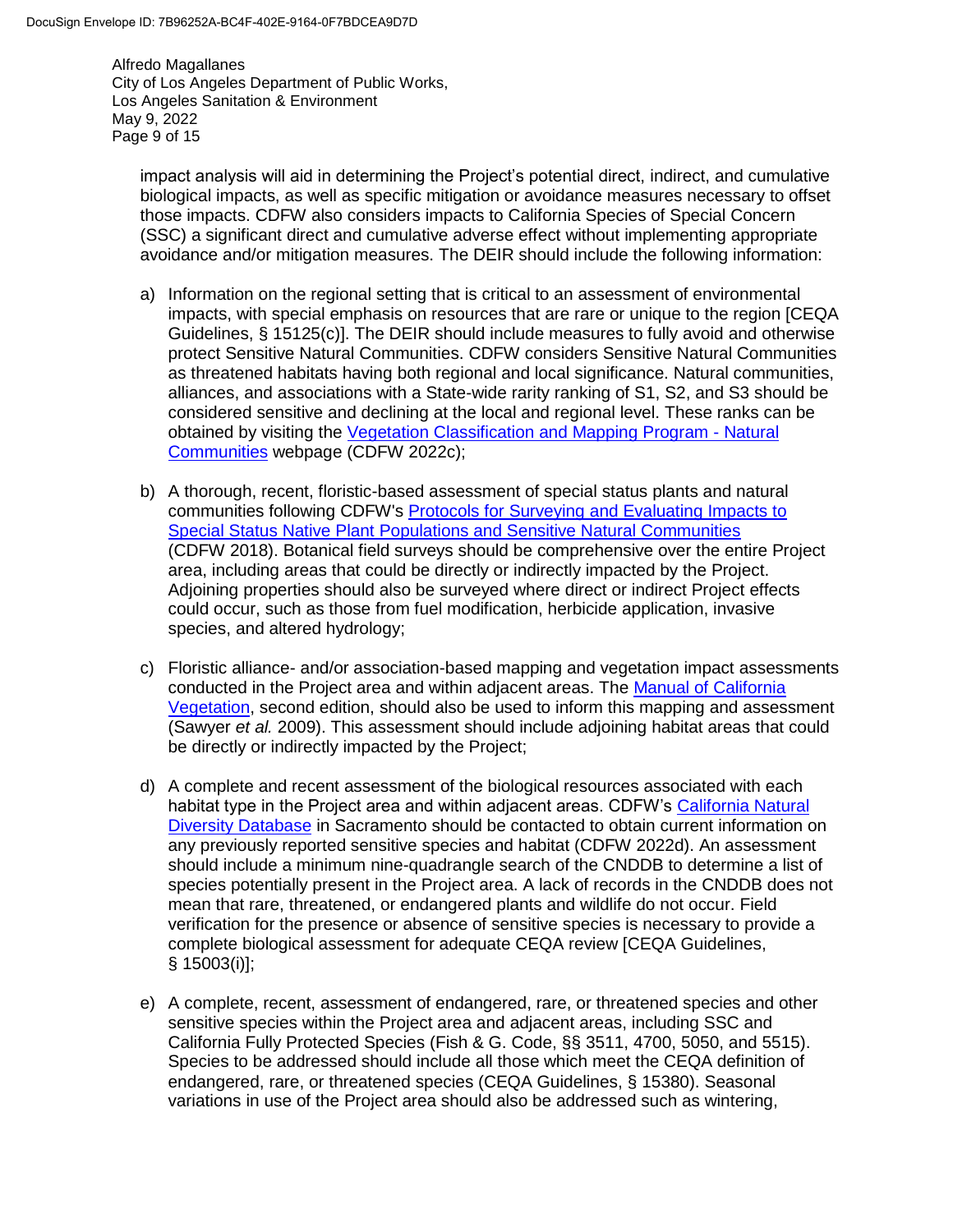impact analysis will aid in determining the Project's potential direct, indirect, and cumulative biological impacts, as well as specific mitigation or avoidance measures necessary to offset those impacts. CDFW also considers impacts to California Species of Special Concern (SSC) a significant direct and cumulative adverse effect without implementing appropriate avoidance and/or mitigation measures. The DEIR should include the following information:

a) Information on the regional setting that is critical to an assessment of environmental impacts, with special emphasis on resources that are rare or unique to the region [CEQA Guidelines, § 15125(c)]. The DEIR should include measures to fully avoid and otherwise protect Sensitive Natural Communities. CDFW considers Sensitive Natural Communities as threatened habitats having both regional and local significance. Natural communities, alliances, and associations with a State-wide rarity ranking of S1, S2, and S3 should be considered sensitive and declining at the local and regional level. These ranks can be obtained by visiting the Vegetation Classification and Mapping Program - Natural Communities webpage (CDFW 2022c);

b) A thorough, recent, floristic-based assessment of special status plants and natural communities following CDFW's Protocols for Surveying and Evaluating Impacts to Special Status Native Plant Populations and Sensitive Natural Communities (CDFW 2018). Botanical field surveys should be comprehensive over the entire Project area, including areas that could be directly or indirectly impacted by the Project. Adjoining properties should also be surveyed where direct or indirect Project effects could occur, such as those from fuel modification, herbicide application, invasive species, and altered hydrology;

c) Floristic alliance- and/or association-based mapping and vegetation impact assessments conducted in the Project area and within adjacent areas. The Manual of California Vegetation, second edition, should also be used to inform this mapping and assessment (Sawyer *et al.* 2009). This assessment should include adjoining habitat areas that could be directly or indirectly impacted by the Project;

d) A complete and recent assessment of the biological resources associated with each habitat type in the Project area and within adjacent areas. CDFW's California Natural Diversity Database in Sacramento should be contacted to obtain current information on any previously reported sensitive species and habitat (CDFW 2022d). An assessment should include a minimum nine-quadrangle search of the CNDDB to determine a list of species potentially present in the Project area. A lack of records in the CNDDB does not mean that rare, threatened, or endangered plants and wildlife do not occur. Field verification for the presence or absence of sensitive species is necessary to provide a complete biological assessment for adequate CEQA review [CEQA Guidelines, § 15003(i)];

e) A complete, recent, assessment of endangered, rare, or threatened species and other sensitive species within the Project area and adjacent areas, including SSC and California Fully Protected Species (Fish & G. Code, §§ 3511, 4700, 5050, and 5515). Species to be addressed should include all those which meet the CEQA definition of endangered, rare, or threatened species (CEQA Guidelines, § 15380). Seasonal variations in use of the Project area should also be addressed such as wintering,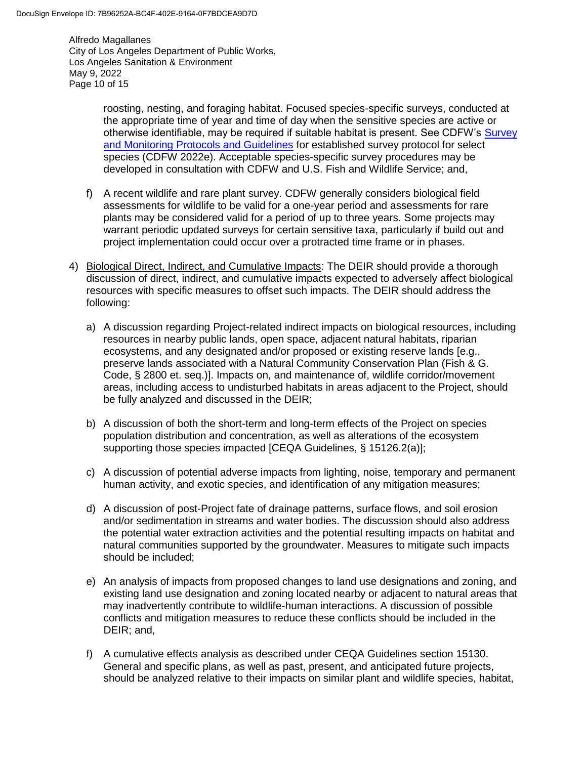roosting, nesting, and foraging habitat. Focused species-specific surveys, conducted at the appropriate time of year and time of day when the sensitive species are active or otherwise identifiable, may be required if suitable habitat is present. See CDFW's [Survey and Monitoring Protocols and Guidelines]() for established survey protocol for select species (CDFW 2022e). Acceptable species-specific survey procedures may be developed in consultation with CDFW and U.S. Fish and Wildlife Service; and,

f) A recent wildlife and rare plant survey. CDFW generally considers biological field assessments for wildlife to be valid for a one-year period and assessments for rare plants may be considered valid for a period of up to three years. Some projects may warrant periodic updated surveys for certain sensitive taxa, particularly if build out and project implementation could occur over a protracted time frame or in phases.

4) Biological Direct, Indirect, and Cumulative Impacts: The DEIR should provide a thorough discussion of direct, indirect, and cumulative impacts expected to adversely affect biological resources with specific measures to offset such impacts. The DEIR should address the following:

   a) A discussion regarding Project-related indirect impacts on biological resources, including resources in nearby public lands, open space, adjacent natural habitats, riparian ecosystems, and any designated and/or proposed or existing reserve lands [e.g., preserve lands associated with a Natural Community Conservation Plan (Fish & G. Code, § 2800 et. seq.)]. Impacts on, and maintenance of, wildlife corridor/movement areas, including access to undisturbed habitats in areas adjacent to the Project, should be fully analyzed and discussed in the DEIR;

   b) A discussion of both the short-term and long-term effects of the Project on species population distribution and concentration, as well as alterations of the ecosystem supporting those species impacted [CEQA Guidelines, § 15126.2(a)];

   c) A discussion of potential adverse impacts from lighting, noise, temporary and permanent human activity, and exotic species, and identification of any mitigation measures;

   d) A discussion of post-Project fate of drainage patterns, surface flows, and soil erosion and/or sedimentation in streams and water bodies. The discussion should also address the potential water extraction activities and the potential resulting impacts on habitat and natural communities supported by the groundwater. Measures to mitigate such impacts should be included;

   e) An analysis of impacts from proposed changes to land use designations and zoning, and existing land use designation and zoning located nearby or adjacent to natural areas that may inadvertently contribute to wildlife-human interactions. A discussion of possible conflicts and mitigation measures to reduce these conflicts should be included in the DEIR; and,

   f) A cumulative effects analysis as described under CEQA Guidelines section 15130. General and specific plans, as well as past, present, and anticipated future projects, should be analyzed relative to their impacts on similar plant and wildlife species, habitat,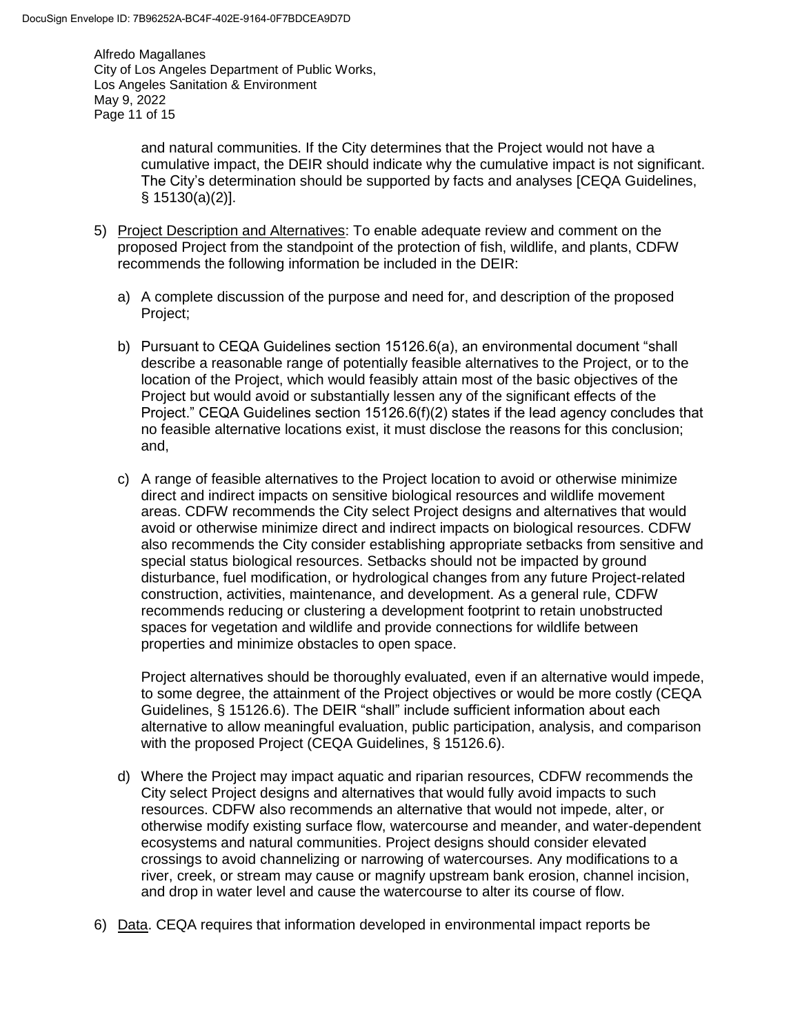and natural communities. If the City determines that the Project would not have a cumulative impact, the DEIR should indicate why the cumulative impact is not significant. The City's determination should be supported by facts and analyses [CEQA Guidelines, § 15130(a)(2)].

5) Project Description and Alternatives: To enable adequate review and comment on the proposed Project from the standpoint of the protection of fish, wildlife, and plants, CDFW recommends the following information be included in the DEIR:

   a) A complete discussion of the purpose and need for, and description of the proposed Project;

   b) Pursuant to CEQA Guidelines section 15126.6(a), an environmental document "shall describe a reasonable range of potentially feasible alternatives to the Project, or to the location of the Project, which would feasibly attain most of the basic objectives of the Project but would avoid or substantially lessen any of the significant effects of the Project." CEQA Guidelines section 15126.6(f)(2) states if the lead agency concludes that no feasible alternative locations exist, it must disclose the reasons for this conclusion; and,

   c) A range of feasible alternatives to the Project location to avoid or otherwise minimize direct and indirect impacts on sensitive biological resources and wildlife movement areas. CDFW recommends the City select Project designs and alternatives that would avoid or otherwise minimize direct and indirect impacts on biological resources. CDFW also recommends the City consider establishing appropriate setbacks from sensitive and special status biological resources. Setbacks should not be impacted by ground disturbance, fuel modification, or hydrological changes from any future Project-related construction, activities, maintenance, and development. As a general rule, CDFW recommends reducing or clustering a development footprint to retain unobstructed spaces for vegetation and wildlife and provide connections for wildlife between properties and minimize obstacles to open space.

      Project alternatives should be thoroughly evaluated, even if an alternative would impede, to some degree, the attainment of the Project objectives or would be more costly (CEQA Guidelines, § 15126.6). The DEIR "shall" include sufficient information about each alternative to allow meaningful evaluation, public participation, analysis, and comparison with the proposed Project (CEQA Guidelines, § 15126.6).

   d) Where the Project may impact aquatic and riparian resources, CDFW recommends the City select Project designs and alternatives that would fully avoid impacts to such resources. CDFW also recommends an alternative that would not impede, alter, or otherwise modify existing surface flow, watercourse and meander, and water-dependent ecosystems and natural communities. Project designs should consider elevated crossings to avoid channelizing or narrowing of watercourses. Any modifications to a river, creek, or stream may cause or magnify upstream bank erosion, channel incision, and drop in water level and cause the watercourse to alter its course of flow.

6) Data. CEQA requires that information developed in environmental impact reports be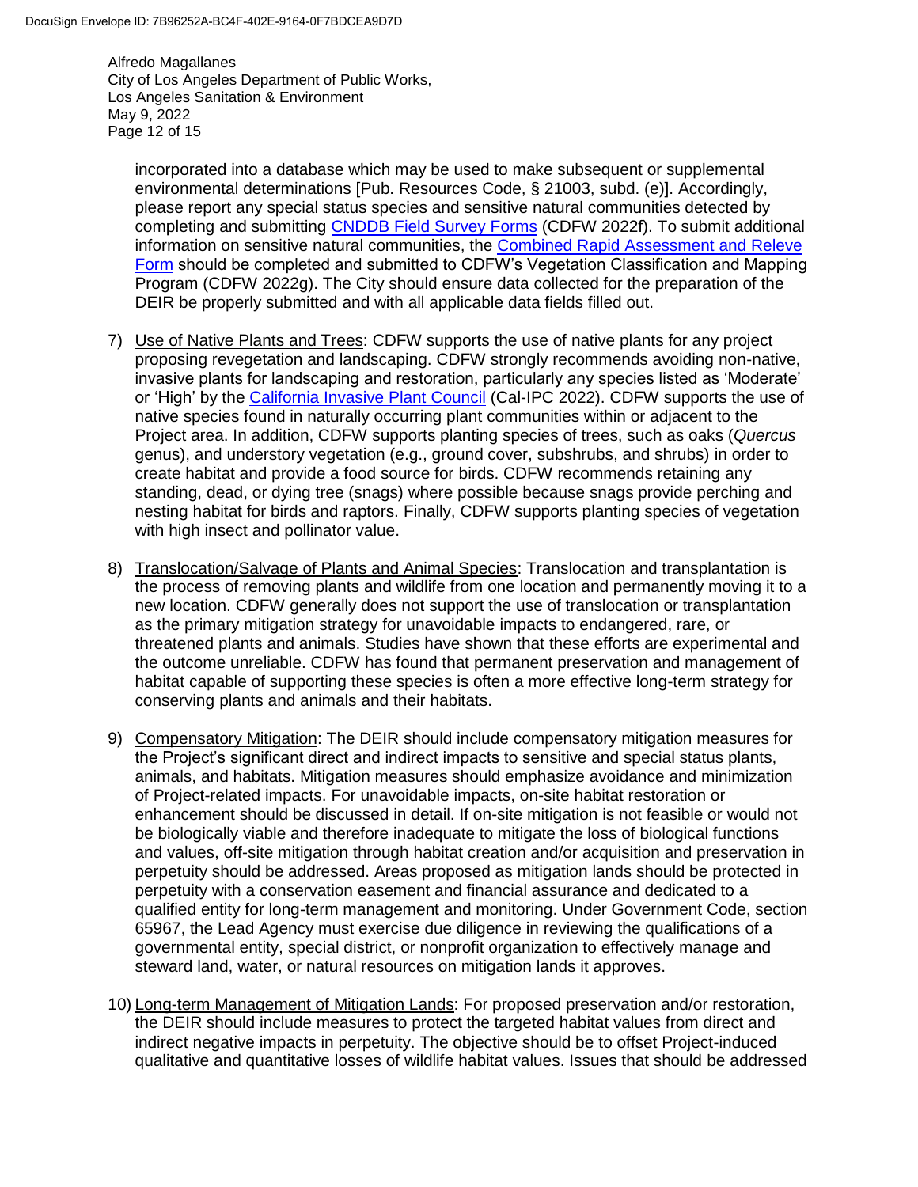incorporated into a database which may be used to make subsequent or supplemental environmental determinations [Pub. Resources Code, § 21003, subd. (e)]. Accordingly, please report any special status species and sensitive natural communities detected by completing and submitting CNDDB Field Survey Forms (CDFW 2022f). To submit additional information on sensitive natural communities, the Combined Rapid Assessment and Releve Form should be completed and submitted to CDFW's Vegetation Classification and Mapping Program (CDFW 2022g). The City should ensure data collected for the preparation of the DEIR be properly submitted and with all applicable data fields filled out.

7) Use of Native Plants and Trees: CDFW supports the use of native plants for any project proposing revegetation and landscaping. CDFW strongly recommends avoiding non-native, invasive plants for landscaping and restoration, particularly any species listed as 'Moderate' or 'High' by the California Invasive Plant Council (Cal-IPC 2022). CDFW supports the use of native species found in naturally occurring plant communities within or adjacent to the Project area. In addition, CDFW supports planting species of trees, such as oaks (*Quercus* genus), and understory vegetation (e.g., ground cover, subshrubs, and shrubs) in order to create habitat and provide a food source for birds. CDFW recommends retaining any standing, dead, or dying tree (snags) where possible because snags provide perching and nesting habitat for birds and raptors. Finally, CDFW supports planting species of vegetation with high insect and pollinator value.

8) Translocation/Salvage of Plants and Animal Species: Translocation and transplantation is the process of removing plants and wildlife from one location and permanently moving it to a new location. CDFW generally does not support the use of translocation or transplantation as the primary mitigation strategy for unavoidable impacts to endangered, rare, or threatened plants and animals. Studies have shown that these efforts are experimental and the outcome unreliable. CDFW has found that permanent preservation and management of habitat capable of supporting these species is often a more effective long-term strategy for conserving plants and animals and their habitats.

9) Compensatory Mitigation: The DEIR should include compensatory mitigation measures for the Project's significant direct and indirect impacts to sensitive and special status plants, animals, and habitats. Mitigation measures should emphasize avoidance and minimization of Project-related impacts. For unavoidable impacts, on-site habitat restoration or enhancement should be discussed in detail. If on-site mitigation is not feasible or would not be biologically viable and therefore inadequate to mitigate the loss of biological functions and values, off-site mitigation through habitat creation and/or acquisition and preservation in perpetuity should be addressed. Areas proposed as mitigation lands should be protected in perpetuity with a conservation easement and financial assurance and dedicated to a qualified entity for long-term management and monitoring. Under Government Code, section 65967, the Lead Agency must exercise due diligence in reviewing the qualifications of a governmental entity, special district, or nonprofit organization to effectively manage and steward land, water, or natural resources on mitigation lands it approves.

10) Long-term Management of Mitigation Lands: For proposed preservation and/or restoration, the DEIR should include measures to protect the targeted habitat values from direct and indirect negative impacts in perpetuity. The objective should be to offset Project-induced qualitative and quantitative losses of wildlife habitat values. Issues that should be addressed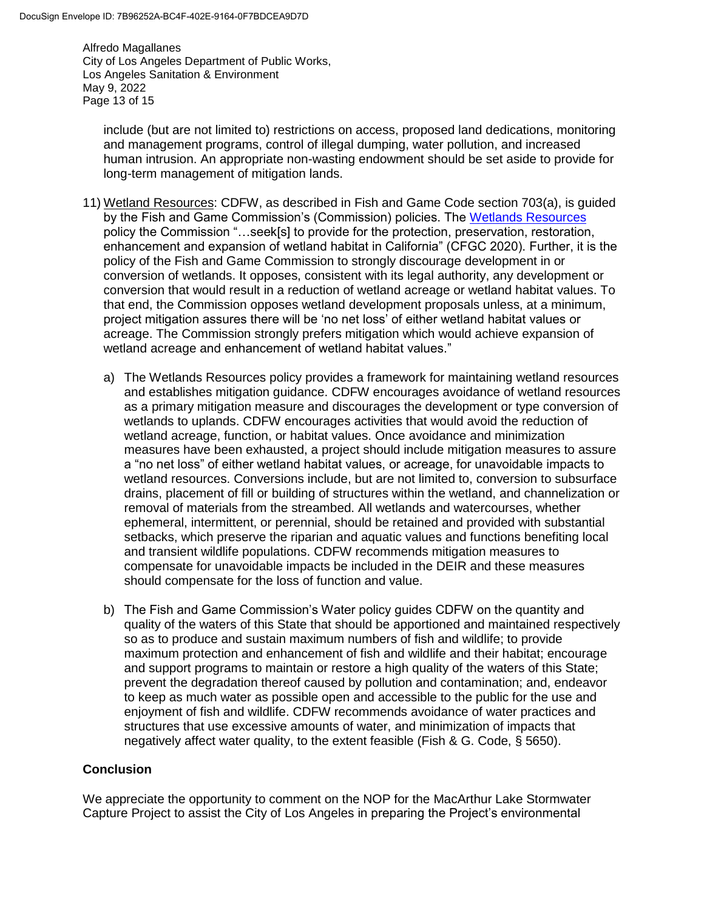include (but are not limited to) restrictions on access, proposed land dedications, monitoring and management programs, control of illegal dumping, water pollution, and increased human intrusion. An appropriate non-wasting endowment should be set aside to provide for long-term management of mitigation lands.

11) Wetland Resources: CDFW, as described in Fish and Game Code section 703(a), is guided by the Fish and Game Commission's (Commission) policies. The Wetlands Resources policy the Commission "…seek[s] to provide for the protection, preservation, restoration, enhancement and expansion of wetland habitat in California" (CFGC 2020). Further, it is the policy of the Fish and Game Commission to strongly discourage development in or conversion of wetlands. It opposes, consistent with its legal authority, any development or conversion that would result in a reduction of wetland acreage or wetland habitat values. To that end, the Commission opposes wetland development proposals unless, at a minimum, project mitigation assures there will be 'no net loss' of either wetland habitat values or acreage. The Commission strongly prefers mitigation which would achieve expansion of wetland acreage and enhancement of wetland habitat values."

    a) The Wetlands Resources policy provides a framework for maintaining wetland resources and establishes mitigation guidance. CDFW encourages avoidance of wetland resources as a primary mitigation measure and discourages the development or type conversion of wetlands to uplands. CDFW encourages activities that would avoid the reduction of wetland acreage, function, or habitat values. Once avoidance and minimization measures have been exhausted, a project should include mitigation measures to assure a "no net loss" of either wetland habitat values, or acreage, for unavoidable impacts to wetland resources. Conversions include, but are not limited to, conversion to subsurface drains, placement of fill or building of structures within the wetland, and channelization or removal of materials from the streambed. All wetlands and watercourses, whether ephemeral, intermittent, or perennial, should be retained and provided with substantial setbacks, which preserve the riparian and aquatic values and functions benefiting local and transient wildlife populations. CDFW recommends mitigation measures to compensate for unavoidable impacts be included in the DEIR and these measures should compensate for the loss of function and value.

    b) The Fish and Game Commission's Water policy guides CDFW on the quantity and quality of the waters of this State that should be apportioned and maintained respectively so as to produce and sustain maximum numbers of fish and wildlife; to provide maximum protection and enhancement of fish and wildlife and their habitat; encourage and support programs to maintain or restore a high quality of the waters of this State; prevent the degradation thereof caused by pollution and contamination; and, endeavor to keep as much water as possible open and accessible to the public for the use and enjoyment of fish and wildlife. CDFW recommends avoidance of water practices and structures that use excessive amounts of water, and minimization of impacts that negatively affect water quality, to the extent feasible (Fish & G. Code, § 5650).

## Conclusion

We appreciate the opportunity to comment on the NOP for the MacArthur Lake Stormwater Capture Project to assist the City of Los Angeles in preparing the Project's environmental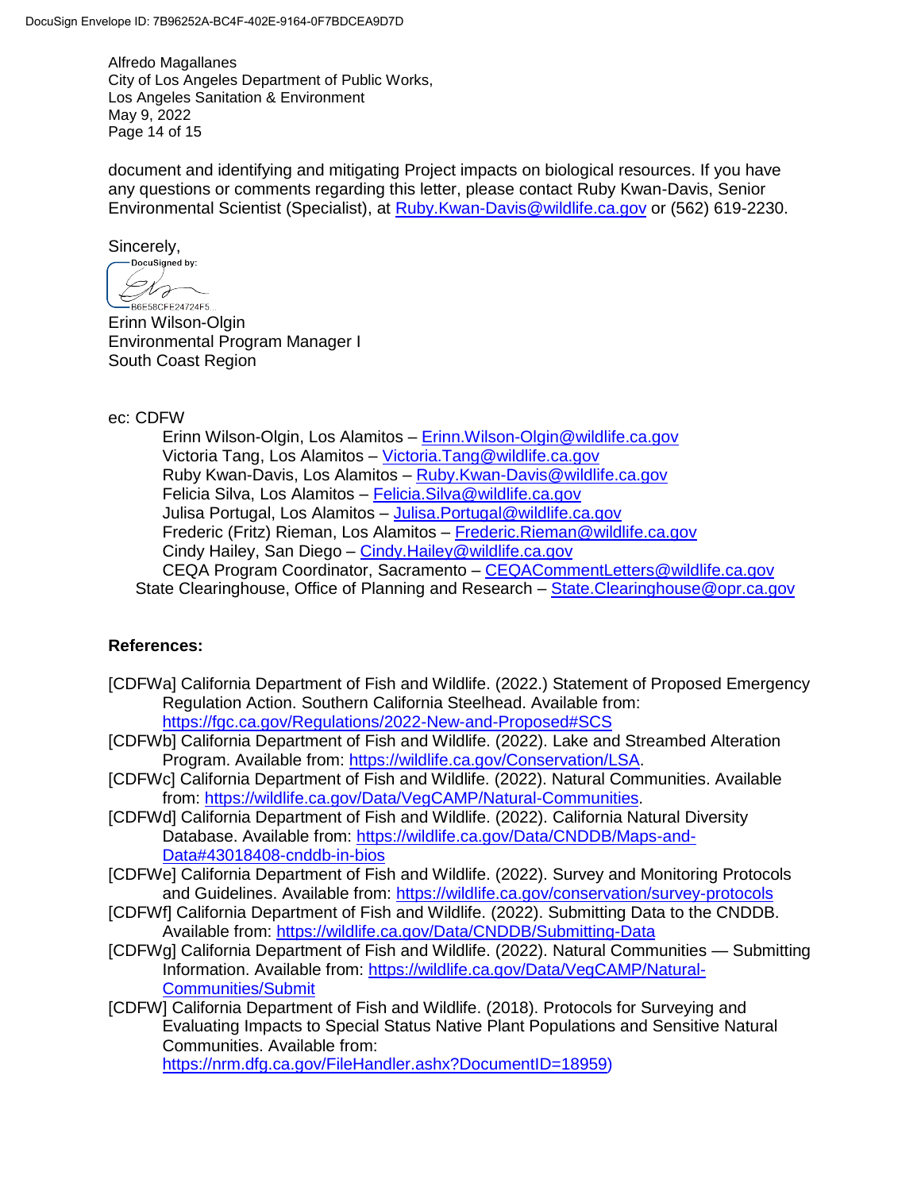document and identifying and mitigating Project impacts on biological resources. If you have any questions or comments regarding this letter, please contact Ruby Kwan-Davis, Senior Environmental Scientist (Specialist), at Ruby.Kwan-Davis@wildlife.ca.gov or (562) 619-2230.

Sincerely,

DocuSigned by:

B6E58CFE24724F5...

Erinn Wilson-Olgin
Environmental Program Manager I
South Coast Region

ec: CDFW

Erinn Wilson-Olgin, Los Alamitos – Erinn.Wilson-Olgin@wildlife.ca.gov
Victoria Tang, Los Alamitos – Victoria.Tang@wildlife.ca.gov
Ruby Kwan-Davis, Los Alamitos – Ruby.Kwan-Davis@wildlife.ca.gov
Felicia Silva, Los Alamitos – Felicia.Silva@wildlife.ca.gov
Julisa Portugal, Los Alamitos – Julisa.Portugal@wildlife.ca.gov
Frederic (Fritz) Rieman, Los Alamitos – Frederic.Rieman@wildlife.ca.gov
Cindy Hailey, San Diego – Cindy.Hailey@wildlife.ca.gov
CEQA Program Coordinator, Sacramento – CEQACommentLetters@wildlife.ca.gov

State Clearinghouse, Office of Planning and Research – State.Clearinghouse@opr.ca.gov

**References:**

[CDFWa] California Department of Fish and Wildlife. (2022.) Statement of Proposed Emergency Regulation Action. Southern California Steelhead. Available from: https://fgc.ca.gov/Regulations/2022-New-and-Proposed#SCS

[CDFWb] California Department of Fish and Wildlife. (2022). Lake and Streambed Alteration Program. Available from: https://wildlife.ca.gov/Conservation/LSA.

[CDFWc] California Department of Fish and Wildlife. (2022). Natural Communities. Available from: https://wildlife.ca.gov/Data/VegCAMP/Natural-Communities.

[CDFWd] California Department of Fish and Wildlife. (2022). California Natural Diversity Database. Available from: https://wildlife.ca.gov/Data/CNDDB/Maps-and-Data#43018408-cnddb-in-bios

[CDFWe] California Department of Fish and Wildlife. (2022). Survey and Monitoring Protocols and Guidelines. Available from: https://wildlife.ca.gov/conservation/survey-protocols

[CDFWf] California Department of Fish and Wildlife. (2022). Submitting Data to the CNDDB. Available from: https://wildlife.ca.gov/Data/CNDDB/Submitting-Data

[CDFWg] California Department of Fish and Wildlife. (2022). Natural Communities — Submitting Information. Available from: https://wildlife.ca.gov/Data/VegCAMP/Natural-Communities/Submit

[CDFW] California Department of Fish and Wildlife. (2018). Protocols for Surveying and Evaluating Impacts to Special Status Native Plant Populations and Sensitive Natural Communities. Available from: https://nrm.dfg.ca.gov/FileHandler.ashx?DocumentID=18959)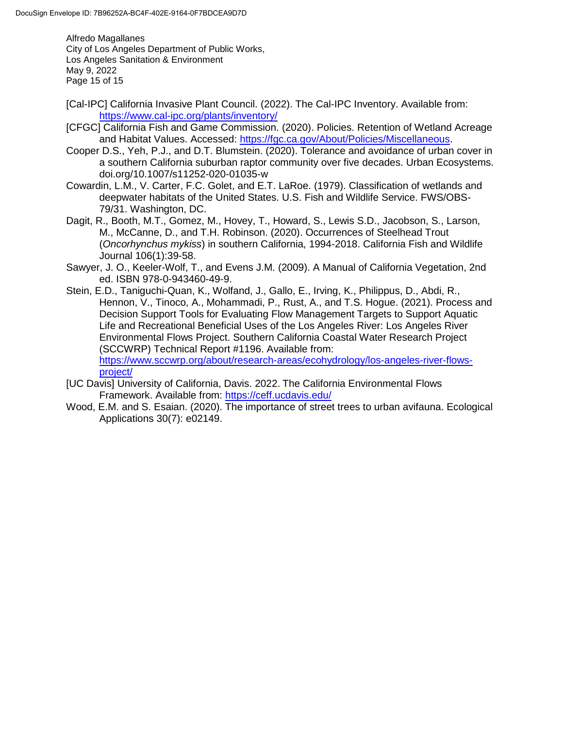[Cal-IPC] California Invasive Plant Council. (2022). The Cal-IPC Inventory. Available from: https://www.cal-ipc.org/plants/inventory/

[CFGC] California Fish and Game Commission. (2020). Policies. Retention of Wetland Acreage and Habitat Values. Accessed: https://fgc.ca.gov/About/Policies/Miscellaneous.

Cooper D.S., Yeh, P.J., and D.T. Blumstein. (2020). Tolerance and avoidance of urban cover in a southern California suburban raptor community over five decades. Urban Ecosystems. doi.org/10.1007/s11252-020-01035-w

Cowardin, L.M., V. Carter, F.C. Golet, and E.T. LaRoe. (1979). Classification of wetlands and deepwater habitats of the United States. U.S. Fish and Wildlife Service. FWS/OBS-79/31. Washington, DC.

Dagit, R., Booth, M.T., Gomez, M., Hovey, T., Howard, S., Lewis S.D., Jacobson, S., Larson, M., McCanne, D., and T.H. Robinson. (2020). Occurrences of Steelhead Trout (*Oncorhynchus mykiss*) in southern California, 1994-2018. California Fish and Wildlife Journal 106(1):39-58.

Sawyer, J. O., Keeler-Wolf, T., and Evens J.M. (2009). A Manual of California Vegetation, 2nd ed. ISBN 978-0-943460-49-9.

Stein, E.D., Taniguchi-Quan, K., Wolfand, J., Gallo, E., Irving, K., Philippus, D., Abdi, R., Hennon, V., Tinoco, A., Mohammadi, P., Rust, A., and T.S. Hogue. (2021). Process and Decision Support Tools for Evaluating Flow Management Targets to Support Aquatic Life and Recreational Beneficial Uses of the Los Angeles River: Los Angeles River Environmental Flows Project. Southern California Coastal Water Research Project (SCCWRP) Technical Report #1196. Available from: https://www.sccwrp.org/about/research-areas/ecohydrology/los-angeles-river-flows-project/

[UC Davis] University of California, Davis. 2022. The California Environmental Flows Framework. Available from: https://ceff.ucdavis.edu/

Wood, E.M. and S. Esaian. (2020). The importance of street trees to urban avifauna. Ecological Applications 30(7): e02149.